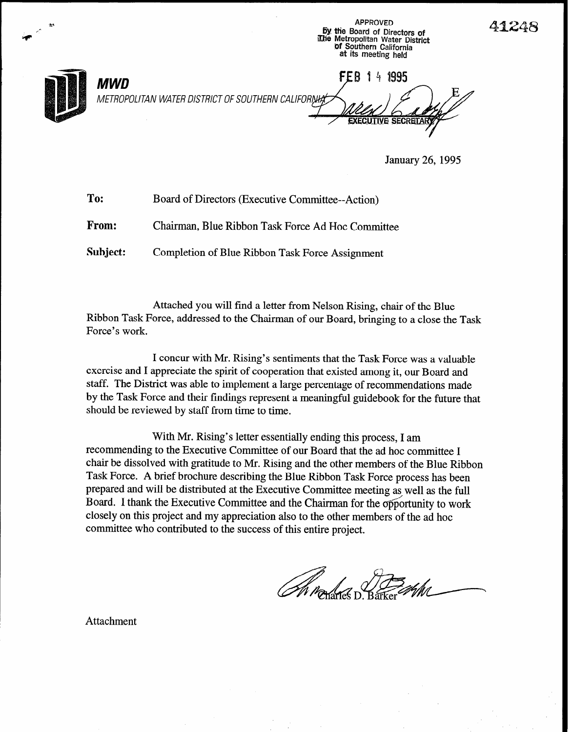APPROVED
By the Board of Directors of
The Metropolitan Water District
of Southern California
at its meeting held

FEB 14 1995

EXECUTIVE SECRETARY

41248

**MWD**

*METROPOLITAN WATER DISTRICT OF SOUTHERN CALIFORNIA*

January 26, 1995

**To:** Board of Directors (Executive Committee--Action)

**From:** Chairman, Blue Ribbon Task Force Ad Hoc Committee

**Subject:** Completion of Blue Ribbon Task Force Assignment

Attached you will find a letter from Nelson Rising, chair of the Blue Ribbon Task Force, addressed to the Chairman of our Board, bringing to a close the Task Force's work.

I concur with Mr. Rising's sentiments that the Task Force was a valuable exercise and I appreciate the spirit of cooperation that existed among it, our Board and staff. The District was able to implement a large percentage of recommendations made by the Task Force and their findings represent a meaningful guidebook for the future that should be reviewed by staff from time to time.

With Mr. Rising's letter essentially ending this process, I am recommending to the Executive Committee of our Board that the ad hoc committee I chair be dissolved with gratitude to Mr. Rising and the other members of the Blue Ribbon Task Force. A brief brochure describing the Blue Ribbon Task Force process has been prepared and will be distributed at the Executive Committee meeting as well as the full Board. I thank the Executive Committee and the Chairman for the opportunity to work closely on this project and my appreciation also to the other members of the ad hoc committee who contributed to the success of this entire project.

Charles D. Barker

Attachment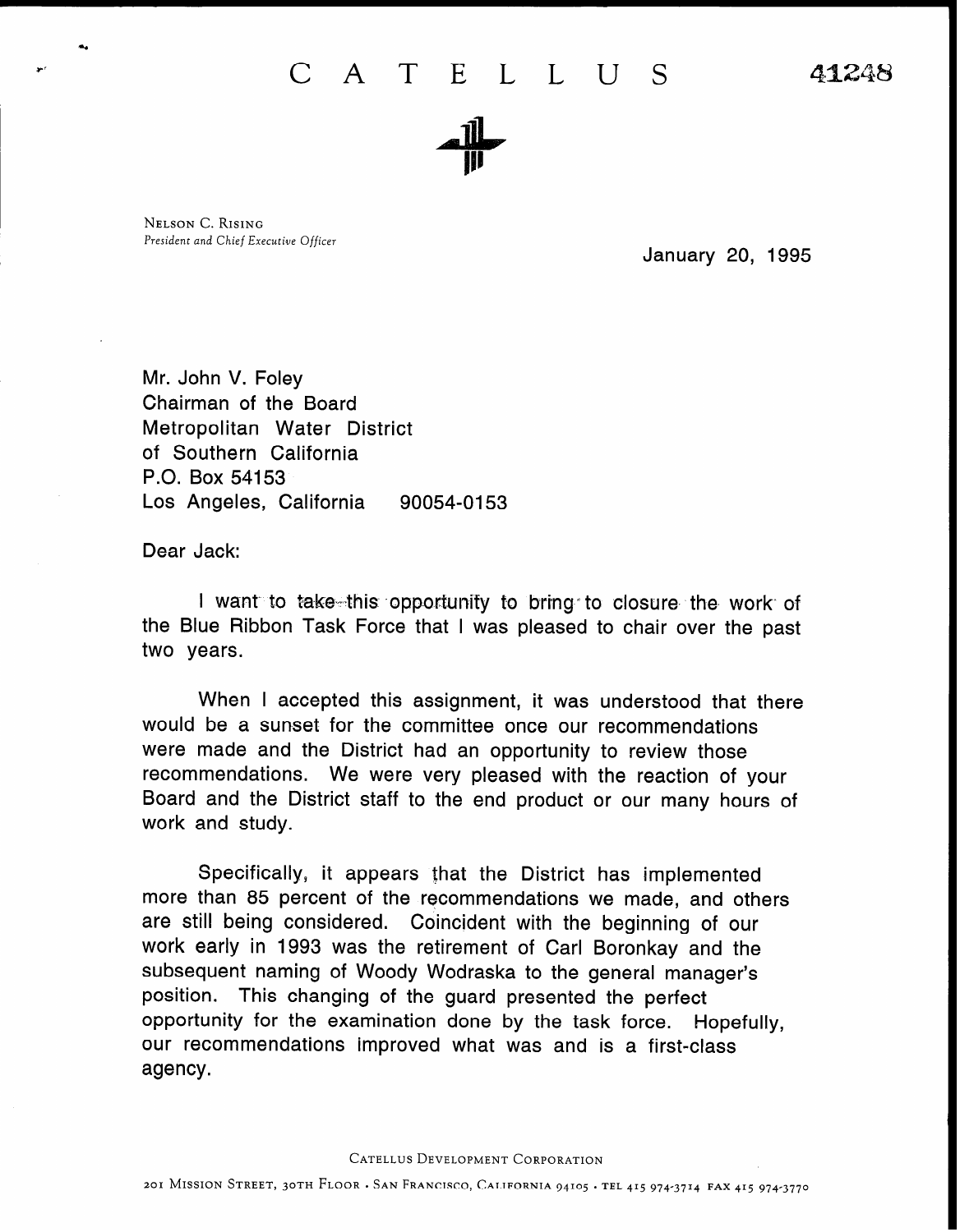# C A T E L L U S

41248

NELSON C. RISING
*President and Chief Executive Officer*

January 20, 1995

Mr. John V. Foley
Chairman of the Board
Metropolitan Water District
of Southern California
P.O. Box 54153
Los Angeles, California 90054-0153

Dear Jack:

I want to take this opportunity to bring to closure the work of the Blue Ribbon Task Force that I was pleased to chair over the past two years.

When I accepted this assignment, it was understood that there would be a sunset for the committee once our recommendations were made and the District had an opportunity to review those recommendations. We were very pleased with the reaction of your Board and the District staff to the end product or our many hours of work and study.

Specifically, it appears that the District has implemented more than 85 percent of the recommendations we made, and others are still being considered. Coincident with the beginning of our work early in 1993 was the retirement of Carl Boronkay and the subsequent naming of Woody Wodraska to the general manager's position. This changing of the guard presented the perfect opportunity for the examination done by the task force. Hopefully, our recommendations improved what was and is a first-class agency.

CATELLUS DEVELOPMENT CORPORATION

201 MISSION STREET, 30TH FLOOR • SAN FRANCISCO, CALIFORNIA 94105 • TEL 415 974-3714 FAX 415 974-3770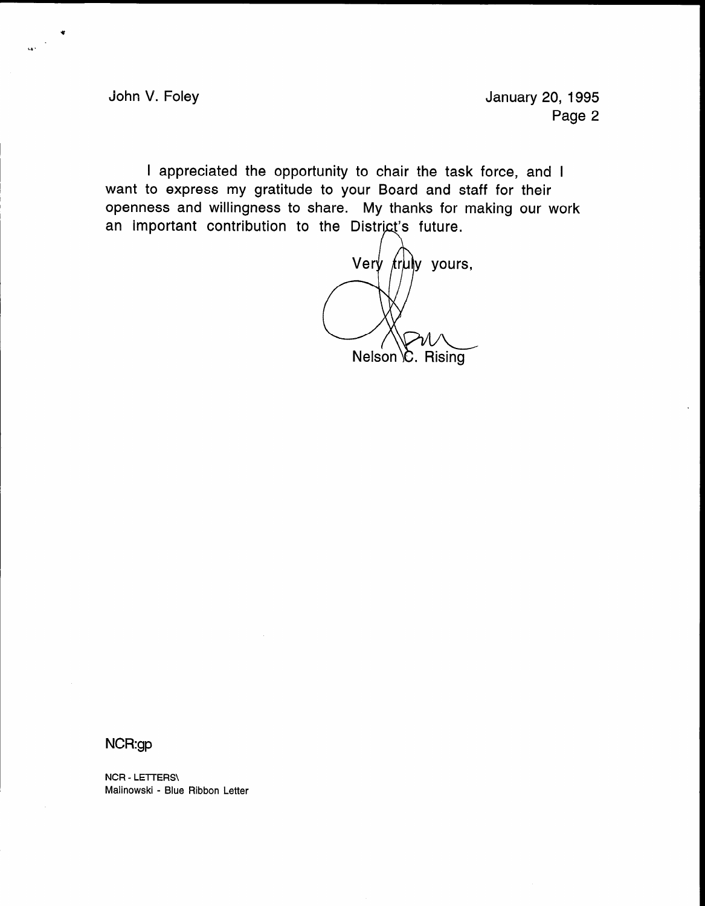I appreciated the opportunity to chair the task force, and I want to express my gratitude to your Board and staff for their openness and willingness to share. My thanks for making our work an important contribution to the District's future.

Very truly yours,

Nelson C. Rising

NCR:gp

NCR - LETTERS\
Malinowski - Blue Ribbon Letter